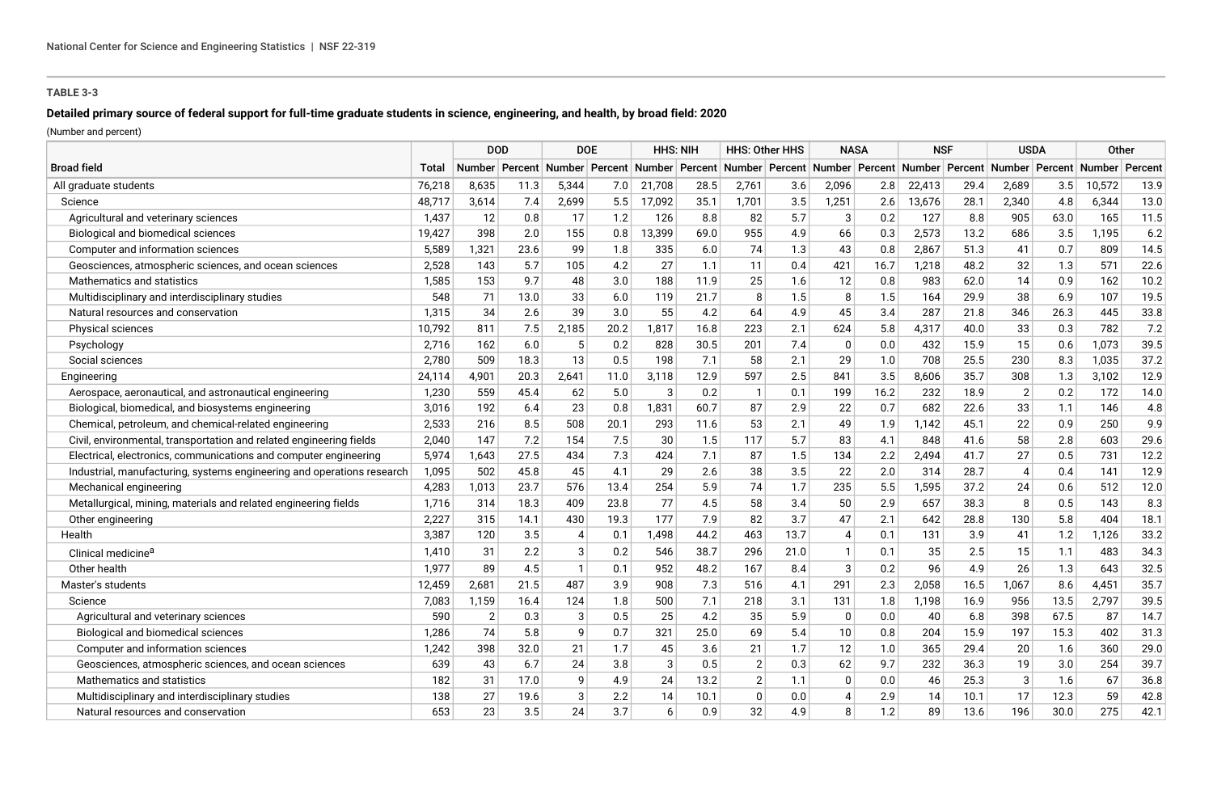**TABLE 3-3**

**Detailed primary source of federal support for full-time graduate students in science, engineering, and health, by broad field: 2020**

(Number and percent)

| Broad field | Total | DOD | | DOE | | HHS: NIH | | HHS: Other HHS | | NASA | | NSF | | USDA | | Other | |
|---|---|---|---|---|---|---|---|---|---|---|---|---|---|---|---|---|---|
| | | Number | Percent | Number | Percent | Number | Percent | Number | Percent | Number | Percent | Number | Percent | Number | Percent | Number | Percent |
| All graduate students | 76,218 | 8,635 | 11.3 | 5,344 | 7.0 | 21,708 | 28.5 | 2,761 | 3.6 | 2,096 | 2.8 | 22,413 | 29.4 | 2,689 | 3.5 | 10,572 | 13.9 |
| Science | 48,717 | 3,614 | 7.4 | 2,699 | 5.5 | 17,092 | 35.1 | 1,701 | 3.5 | 1,251 | 2.6 | 13,676 | 28.1 | 2,340 | 4.8 | 6,344 | 13.0 |
| Agricultural and veterinary sciences | 1,437 | 12 | 0.8 | 17 | 1.2 | 126 | 8.8 | 82 | 5.7 | 3 | 0.2 | 127 | 8.8 | 905 | 63.0 | 165 | 11.5 |
| Biological and biomedical sciences | 19,427 | 398 | 2.0 | 155 | 0.8 | 13,399 | 69.0 | 955 | 4.9 | 66 | 0.3 | 2,573 | 13.2 | 686 | 3.5 | 1,195 | 6.2 |
| Computer and information sciences | 5,589 | 1,321 | 23.6 | 99 | 1.8 | 335 | 6.0 | 74 | 1.3 | 43 | 0.8 | 2,867 | 51.3 | 41 | 0.7 | 809 | 14.5 |
| Geosciences, atmospheric sciences, and ocean sciences | 2,528 | 143 | 5.7 | 105 | 4.2 | 27 | 1.1 | 11 | 0.4 | 421 | 16.7 | 1,218 | 48.2 | 32 | 1.3 | 571 | 22.6 |
| Mathematics and statistics | 1,585 | 153 | 9.7 | 48 | 3.0 | 188 | 11.9 | 25 | 1.6 | 12 | 0.8 | 983 | 62.0 | 14 | 0.9 | 162 | 10.2 |
| Multidisciplinary and interdisciplinary studies | 548 | 71 | 13.0 | 33 | 6.0 | 119 | 21.7 | 8 | 1.5 | 8 | 1.5 | 164 | 29.9 | 38 | 6.9 | 107 | 19.5 |
| Natural resources and conservation | 1,315 | 34 | 2.6 | 39 | 3.0 | 55 | 4.2 | 64 | 4.9 | 45 | 3.4 | 287 | 21.8 | 346 | 26.3 | 445 | 33.8 |
| Physical sciences | 10,792 | 811 | 7.5 | 2,185 | 20.2 | 1,817 | 16.8 | 223 | 2.1 | 624 | 5.8 | 4,317 | 40.0 | 33 | 0.3 | 782 | 7.2 |
| Psychology | 2,716 | 162 | 6.0 | 5 | 0.2 | 828 | 30.5 | 201 | 7.4 | 0 | 0.0 | 432 | 15.9 | 15 | 0.6 | 1,073 | 39.5 |
| Social sciences | 2,780 | 509 | 18.3 | 13 | 0.5 | 198 | 7.1 | 58 | 2.1 | 29 | 1.0 | 708 | 25.5 | 230 | 8.3 | 1,035 | 37.2 |
| Engineering | 24,114 | 4,901 | 20.3 | 2,641 | 11.0 | 3,118 | 12.9 | 597 | 2.5 | 841 | 3.5 | 8,606 | 35.7 | 308 | 1.3 | 3,102 | 12.9 |
| Aerospace, aeronautical, and astronautical engineering | 1,230 | 559 | 45.4 | 62 | 5.0 | 3 | 0.2 | 1 | 0.1 | 199 | 16.2 | 232 | 18.9 | 2 | 0.2 | 172 | 14.0 |
| Biological, biomedical, and biosystems engineering | 3,016 | 192 | 6.4 | 23 | 0.8 | 1,831 | 60.7 | 87 | 2.9 | 22 | 0.7 | 682 | 22.6 | 33 | 1.1 | 146 | 4.8 |
| Chemical, petroleum, and chemical-related engineering | 2,533 | 216 | 8.5 | 508 | 20.1 | 293 | 11.6 | 53 | 2.1 | 49 | 1.9 | 1,142 | 45.1 | 22 | 0.9 | 250 | 9.9 |
| Civil, environmental, transportation and related engineering fields | 2,040 | 147 | 7.2 | 154 | 7.5 | 30 | 1.5 | 117 | 5.7 | 83 | 4.1 | 848 | 41.6 | 58 | 2.8 | 603 | 29.6 |
| Electrical, electronics, communications and computer engineering | 5,974 | 1,643 | 27.5 | 434 | 7.3 | 424 | 7.1 | 87 | 1.5 | 134 | 2.2 | 2,494 | 41.7 | 27 | 0.5 | 731 | 12.2 |
| Industrial, manufacturing, systems engineering and operations research | 1,095 | 502 | 45.8 | 45 | 4.1 | 29 | 2.6 | 38 | 3.5 | 22 | 2.0 | 314 | 28.7 | 4 | 0.4 | 141 | 12.9 |
| Mechanical engineering | 4,283 | 1,013 | 23.7 | 576 | 13.4 | 254 | 5.9 | 74 | 1.7 | 235 | 5.5 | 1,595 | 37.2 | 24 | 0.6 | 512 | 12.0 |
| Metallurgical, mining, materials and related engineering fields | 1,716 | 314 | 18.3 | 409 | 23.8 | 77 | 4.5 | 58 | 3.4 | 50 | 2.9 | 657 | 38.3 | 8 | 0.5 | 143 | 8.3 |
| Other engineering | 2,227 | 315 | 14.1 | 430 | 19.3 | 177 | 7.9 | 82 | 3.7 | 47 | 2.1 | 642 | 28.8 | 130 | 5.8 | 404 | 18.1 |
| Health | 3,387 | 120 | 3.5 | 4 | 0.1 | 1,498 | 44.2 | 463 | 13.7 | 4 | 0.1 | 131 | 3.9 | 41 | 1.2 | 1,126 | 33.2 |
| Clinical medicine[a] | 1,410 | 31 | 2.2 | 3 | 0.2 | 546 | 38.7 | 296 | 21.0 | 1 | 0.1 | 35 | 2.5 | 15 | 1.1 | 483 | 34.3 |
| Other health | 1,977 | 89 | 4.5 | 1 | 0.1 | 952 | 48.2 | 167 | 8.4 | 3 | 0.2 | 96 | 4.9 | 26 | 1.3 | 643 | 32.5 |
| Master's students | 12,459 | 2,681 | 21.5 | 487 | 3.9 | 908 | 7.3 | 516 | 4.1 | 291 | 2.3 | 2,058 | 16.5 | 1,067 | 8.6 | 4,451 | 35.7 |
| Science | 7,083 | 1,159 | 16.4 | 124 | 1.8 | 500 | 7.1 | 218 | 3.1 | 131 | 1.8 | 1,198 | 16.9 | 956 | 13.5 | 2,797 | 39.5 |
| Agricultural and veterinary sciences | 590 | 2 | 0.3 | 3 | 0.5 | 25 | 4.2 | 35 | 5.9 | 0 | 0.0 | 40 | 6.8 | 398 | 67.5 | 87 | 14.7 |
| Biological and biomedical sciences | 1,286 | 74 | 5.8 | 9 | 0.7 | 321 | 25.0 | 69 | 5.4 | 10 | 0.8 | 204 | 15.9 | 197 | 15.3 | 402 | 31.3 |
| Computer and information sciences | 1,242 | 398 | 32.0 | 21 | 1.7 | 45 | 3.6 | 21 | 1.7 | 12 | 1.0 | 365 | 29.4 | 20 | 1.6 | 360 | 29.0 |
| Geosciences, atmospheric sciences, and ocean sciences | 639 | 43 | 6.7 | 24 | 3.8 | 3 | 0.5 | 2 | 0.3 | 62 | 9.7 | 232 | 36.3 | 19 | 3.0 | 254 | 39.7 |
| Mathematics and statistics | 182 | 31 | 17.0 | 9 | 4.9 | 24 | 13.2 | 2 | 1.1 | 0 | 0.0 | 46 | 25.3 | 3 | 1.6 | 67 | 36.8 |
| Multidisciplinary and interdisciplinary studies | 138 | 27 | 19.6 | 3 | 2.2 | 14 | 10.1 | 0 | 0.0 | 4 | 2.9 | 14 | 10.1 | 17 | 12.3 | 59 | 42.8 |
| Natural resources and conservation | 653 | 23 | 3.5 | 24 | 3.7 | 6 | 0.9 | 32 | 4.9 | 8 | 1.2 | 89 | 13.6 | 196 | 30.0 | 275 | 42.1 |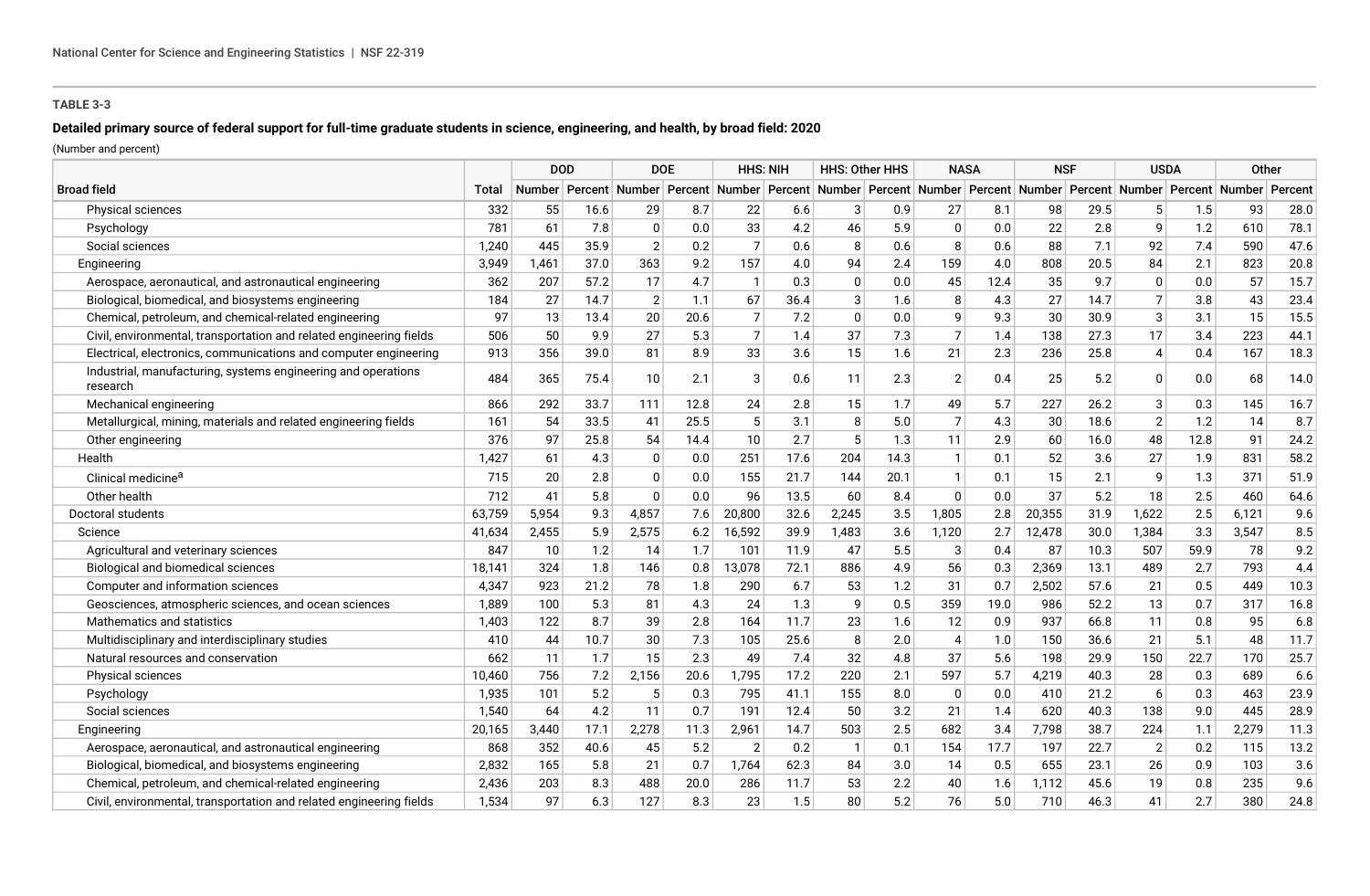**TABLE 3-3**

**Detailed primary source of federal support for full-time graduate students in science, engineering, and health, by broad field: 2020**

(Number and percent)

| Broad field | Total | DOD | | DOE | | HHS: NIH | | HHS: Other HHS | | NASA | | NSF | | USDA | | Other | |
|---|---|---|---|---|---|---|---|---|---|---|---|---|---|---|---|---|---|
| | | Number | Percent | Number | Percent | Number | Percent | Number | Percent | Number | Percent | Number | Percent | Number | Percent | Number | Percent |
| Physical sciences | 332 | 55 | 16.6 | 29 | 8.7 | 22 | 6.6 | 3 | 0.9 | 27 | 8.1 | 98 | 29.5 | 5 | 1.5 | 93 | 28.0 |
| Psychology | 781 | 61 | 7.8 | 0 | 0.0 | 33 | 4.2 | 46 | 5.9 | 0 | 0.0 | 22 | 2.8 | 9 | 1.2 | 610 | 78.1 |
| Social sciences | 1,240 | 445 | 35.9 | 2 | 0.2 | 7 | 0.6 | 8 | 0.6 | 8 | 0.6 | 88 | 7.1 | 92 | 7.4 | 590 | 47.6 |
| Engineering | 3,949 | 1,461 | 37.0 | 363 | 9.2 | 157 | 4.0 | 94 | 2.4 | 159 | 4.0 | 808 | 20.5 | 84 | 2.1 | 823 | 20.8 |
| Aerospace, aeronautical, and astronautical engineering | 362 | 207 | 57.2 | 17 | 4.7 | 1 | 0.3 | 0 | 0.0 | 45 | 12.4 | 35 | 9.7 | 0 | 0.0 | 57 | 15.7 |
| Biological, biomedical, and biosystems engineering | 184 | 27 | 14.7 | 2 | 1.1 | 67 | 36.4 | 3 | 1.6 | 8 | 4.3 | 27 | 14.7 | 7 | 3.8 | 43 | 23.4 |
| Chemical, petroleum, and chemical-related engineering | 97 | 13 | 13.4 | 20 | 20.6 | 7 | 7.2 | 0 | 0.0 | 9 | 9.3 | 30 | 30.9 | 3 | 3.1 | 15 | 15.5 |
| Civil, environmental, transportation and related engineering fields | 506 | 50 | 9.9 | 27 | 5.3 | 7 | 1.4 | 37 | 7.3 | 7 | 1.4 | 138 | 27.3 | 17 | 3.4 | 223 | 44.1 |
| Electrical, electronics, communications and computer engineering | 913 | 356 | 39.0 | 81 | 8.9 | 33 | 3.6 | 15 | 1.6 | 21 | 2.3 | 236 | 25.8 | 4 | 0.4 | 167 | 18.3 |
| Industrial, manufacturing, systems engineering and operations research | 484 | 365 | 75.4 | 10 | 2.1 | 3 | 0.6 | 11 | 2.3 | 2 | 0.4 | 25 | 5.2 | 0 | 0.0 | 68 | 14.0 |
| Mechanical engineering | 866 | 292 | 33.7 | 111 | 12.8 | 24 | 2.8 | 15 | 1.7 | 49 | 5.7 | 227 | 26.2 | 3 | 0.3 | 145 | 16.7 |
| Metallurgical, mining, materials and related engineering fields | 161 | 54 | 33.5 | 41 | 25.5 | 5 | 3.1 | 8 | 5.0 | 7 | 4.3 | 30 | 18.6 | 2 | 1.2 | 14 | 8.7 |
| Other engineering | 376 | 97 | 25.8 | 54 | 14.4 | 10 | 2.7 | 5 | 1.3 | 11 | 2.9 | 60 | 16.0 | 48 | 12.8 | 91 | 24.2 |
| Health | 1,427 | 61 | 4.3 | 0 | 0.0 | 251 | 17.6 | 204 | 14.3 | 1 | 0.1 | 52 | 3.6 | 27 | 1.9 | 831 | 58.2 |
| Clinical medicine[a] | 715 | 20 | 2.8 | 0 | 0.0 | 155 | 21.7 | 144 | 20.1 | 1 | 0.1 | 15 | 2.1 | 9 | 1.3 | 371 | 51.9 |
| Other health | 712 | 41 | 5.8 | 0 | 0.0 | 96 | 13.5 | 60 | 8.4 | 0 | 0.0 | 37 | 5.2 | 18 | 2.5 | 460 | 64.6 |
| Doctoral students | 63,759 | 5,954 | 9.3 | 4,857 | 7.6 | 20,800 | 32.6 | 2,245 | 3.5 | 1,805 | 2.8 | 20,355 | 31.9 | 1,622 | 2.5 | 6,121 | 9.6 |
| Science | 41,634 | 2,455 | 5.9 | 2,575 | 6.2 | 16,592 | 39.9 | 1,483 | 3.6 | 1,120 | 2.7 | 12,478 | 30.0 | 1,384 | 3.3 | 3,547 | 8.5 |
| Agricultural and veterinary sciences | 847 | 10 | 1.2 | 14 | 1.7 | 101 | 11.9 | 47 | 5.5 | 3 | 0.4 | 87 | 10.3 | 507 | 59.9 | 78 | 9.2 |
| Biological and biomedical sciences | 18,141 | 324 | 1.8 | 146 | 0.8 | 13,078 | 72.1 | 886 | 4.9 | 56 | 0.3 | 2,369 | 13.1 | 489 | 2.7 | 793 | 4.4 |
| Computer and information sciences | 4,347 | 923 | 21.2 | 78 | 1.8 | 290 | 6.7 | 53 | 1.2 | 31 | 0.7 | 2,502 | 57.6 | 21 | 0.5 | 449 | 10.3 |
| Geosciences, atmospheric sciences, and ocean sciences | 1,889 | 100 | 5.3 | 81 | 4.3 | 24 | 1.3 | 9 | 0.5 | 359 | 19.0 | 986 | 52.2 | 13 | 0.7 | 317 | 16.8 |
| Mathematics and statistics | 1,403 | 122 | 8.7 | 39 | 2.8 | 164 | 11.7 | 23 | 1.6 | 12 | 0.9 | 937 | 66.8 | 11 | 0.8 | 95 | 6.8 |
| Multidisciplinary and interdisciplinary studies | 410 | 44 | 10.7 | 30 | 7.3 | 105 | 25.6 | 8 | 2.0 | 4 | 1.0 | 150 | 36.6 | 21 | 5.1 | 48 | 11.7 |
| Natural resources and conservation | 662 | 11 | 1.7 | 15 | 2.3 | 49 | 7.4 | 32 | 4.8 | 37 | 5.6 | 198 | 29.9 | 150 | 22.7 | 170 | 25.7 |
| Physical sciences | 10,460 | 756 | 7.2 | 2,156 | 20.6 | 1,795 | 17.2 | 220 | 2.1 | 597 | 5.7 | 4,219 | 40.3 | 28 | 0.3 | 689 | 6.6 |
| Psychology | 1,935 | 101 | 5.2 | 5 | 0.3 | 795 | 41.1 | 155 | 8.0 | 0 | 0.0 | 410 | 21.2 | 6 | 0.3 | 463 | 23.9 |
| Social sciences | 1,540 | 64 | 4.2 | 11 | 0.7 | 191 | 12.4 | 50 | 3.2 | 21 | 1.4 | 620 | 40.3 | 138 | 9.0 | 445 | 28.9 |
| Engineering | 20,165 | 3,440 | 17.1 | 2,278 | 11.3 | 2,961 | 14.7 | 503 | 2.5 | 682 | 3.4 | 7,798 | 38.7 | 224 | 1.1 | 2,279 | 11.3 |
| Aerospace, aeronautical, and astronautical engineering | 868 | 352 | 40.6 | 45 | 5.2 | 2 | 0.2 | 1 | 0.1 | 154 | 17.7 | 197 | 22.7 | 2 | 0.2 | 115 | 13.2 |
| Biological, biomedical, and biosystems engineering | 2,832 | 165 | 5.8 | 21 | 0.7 | 1,764 | 62.3 | 84 | 3.0 | 14 | 0.5 | 655 | 23.1 | 26 | 0.9 | 103 | 3.6 |
| Chemical, petroleum, and chemical-related engineering | 2,436 | 203 | 8.3 | 488 | 20.0 | 286 | 11.7 | 53 | 2.2 | 40 | 1.6 | 1,112 | 45.6 | 19 | 0.8 | 235 | 9.6 |
| Civil, environmental, transportation and related engineering fields | 1,534 | 97 | 6.3 | 127 | 8.3 | 23 | 1.5 | 80 | 5.2 | 76 | 5.0 | 710 | 46.3 | 41 | 2.7 | 380 | 24.8 |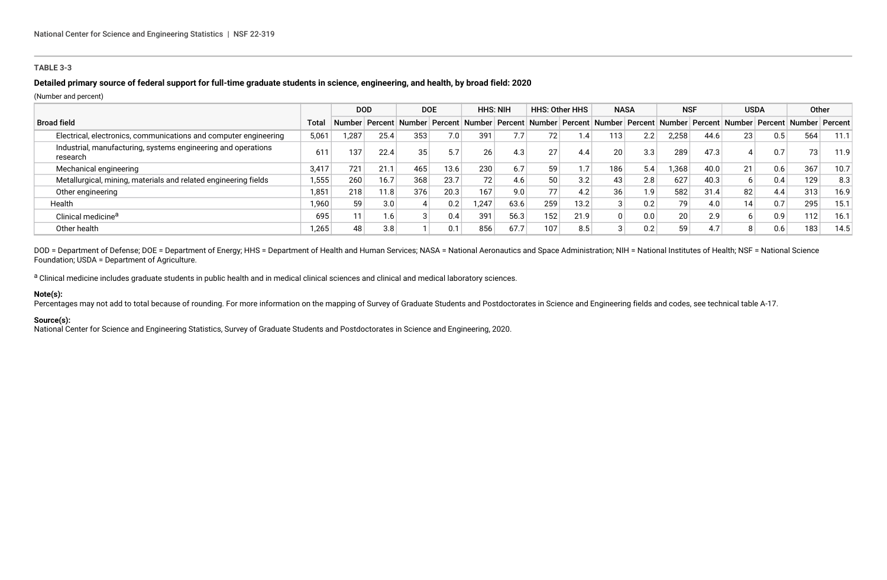**TABLE 3-3**

**Detailed primary source of federal support for full-time graduate students in science, engineering, and health, by broad field: 2020**

(Number and percent)

| | | DOD | | DOE | | HHS: NIH | | HHS: Other HHS | | NASA | | NSF | | USDA | | Other | |
|---|---|---|---|---|---|---|---|---|---|---|---|---|---|---|---|---|---|
| Broad field | Total | Number | Percent | Number | Percent | Number | Percent | Number | Percent | Number | Percent | Number | Percent | Number | Percent | Number | Percent |
| Electrical, electronics, communications and computer engineering | 5,061 | 1,287 | 25.4 | 353 | 7.0 | 391 | 7.7 | 72 | 1.4 | 113 | 2.2 | 2,258 | 44.6 | 23 | 0.5 | 564 | 11.1 |
| Industrial, manufacturing, systems engineering and operations research | 611 | 137 | 22.4 | 35 | 5.7 | 26 | 4.3 | 27 | 4.4 | 20 | 3.3 | 289 | 47.3 | 4 | 0.7 | 73 | 11.9 |
| Mechanical engineering | 3,417 | 721 | 21.1 | 465 | 13.6 | 230 | 6.7 | 59 | 1.7 | 186 | 5.4 | 1,368 | 40.0 | 21 | 0.6 | 367 | 10.7 |
| Metallurgical, mining, materials and related engineering fields | 1,555 | 260 | 16.7 | 368 | 23.7 | 72 | 4.6 | 50 | 3.2 | 43 | 2.8 | 627 | 40.3 | 6 | 0.4 | 129 | 8.3 |
| Other engineering | 1,851 | 218 | 11.8 | 376 | 20.3 | 167 | 9.0 | 77 | 4.2 | 36 | 1.9 | 582 | 31.4 | 82 | 4.4 | 313 | 16.9 |
| Health | 1,960 | 59 | 3.0 | 4 | 0.2 | 1,247 | 63.6 | 259 | 13.2 | 3 | 0.2 | 79 | 4.0 | 14 | 0.7 | 295 | 15.1 |
| Clinical medicine[a] | 695 | 11 | 1.6 | 3 | 0.4 | 391 | 56.3 | 152 | 21.9 | 0 | 0.0 | 20 | 2.9 | 6 | 0.9 | 112 | 16.1 |
| Other health | 1,265 | 48 | 3.8 | 1 | 0.1 | 856 | 67.7 | 107 | 8.5 | 3 | 0.2 | 59 | 4.7 | 8 | 0.6 | 183 | 14.5 |

DOD = Department of Defense; DOE = Department of Energy; HHS = Department of Health and Human Services; NASA = National Aeronautics and Space Administration; NIH = National Institutes of Health; NSF = National Science Foundation; USDA = Department of Agriculture.

[a] Clinical medicine includes graduate students in public health and in medical clinical sciences and clinical and medical laboratory sciences.

**Note(s):**
Percentages may not add to total because of rounding. For more information on the mapping of Survey of Graduate Students and Postdoctorates in Science and Engineering fields and codes, see technical table A-17.

**Source(s):**
National Center for Science and Engineering Statistics, Survey of Graduate Students and Postdoctorates in Science and Engineering, 2020.